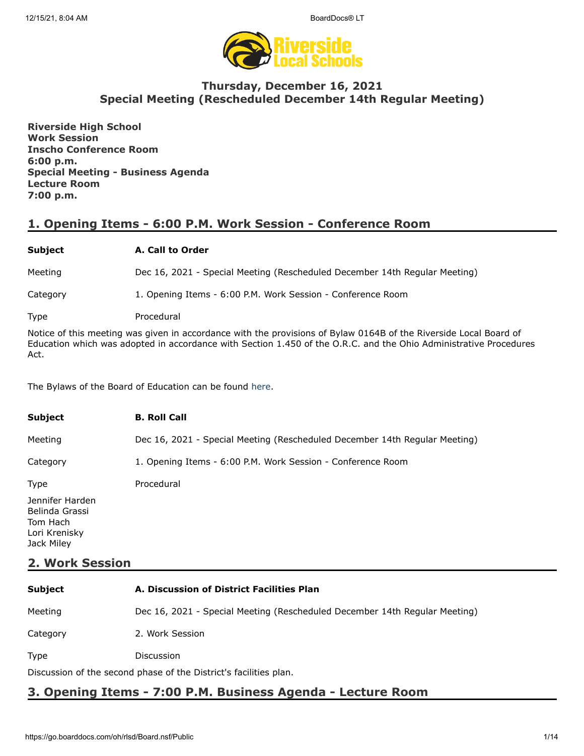# Thursday, December 16, 2021
# Special Meeting (Rescheduled December 14th Regular Meeting)

**Riverside High School**
**Work Session**
**Inscho Conference Room**
**6:00 p.m.**
**Special Meeting - Business Agenda**
**Lecture Room**
**7:00 p.m.**

## 1. Opening Items - 6:00 P.M. Work Session - Conference Room

| | |
|---|---|
| **Subject** | **A. Call to Order** |
| Meeting | Dec 16, 2021 - Special Meeting (Rescheduled December 14th Regular Meeting) |
| Category | 1. Opening Items - 6:00 P.M. Work Session - Conference Room |
| Type | Procedural |

Notice of this meeting was given in accordance with the provisions of Bylaw 0164B of the Riverside Local Board of Education which was adopted in accordance with Section 1.450 of the O.R.C. and the Ohio Administrative Procedures Act.

The Bylaws of the Board of Education can be found here.

| | |
|---|---|
| **Subject** | **B. Roll Call** |
| Meeting | Dec 16, 2021 - Special Meeting (Rescheduled December 14th Regular Meeting) |
| Category | 1. Opening Items - 6:00 P.M. Work Session - Conference Room |
| Type | Procedural |

Jennifer Harden
Belinda Grassi
Tom Hach
Lori Krenisky
Jack Miley

## 2. Work Session

| | |
|---|---|
| **Subject** | **A. Discussion of District Facilities Plan** |
| Meeting | Dec 16, 2021 - Special Meeting (Rescheduled December 14th Regular Meeting) |
| Category | 2. Work Session |
| Type | Discussion |

Discussion of the second phase of the District's facilities plan.

## 3. Opening Items - 7:00 P.M. Business Agenda - Lecture Room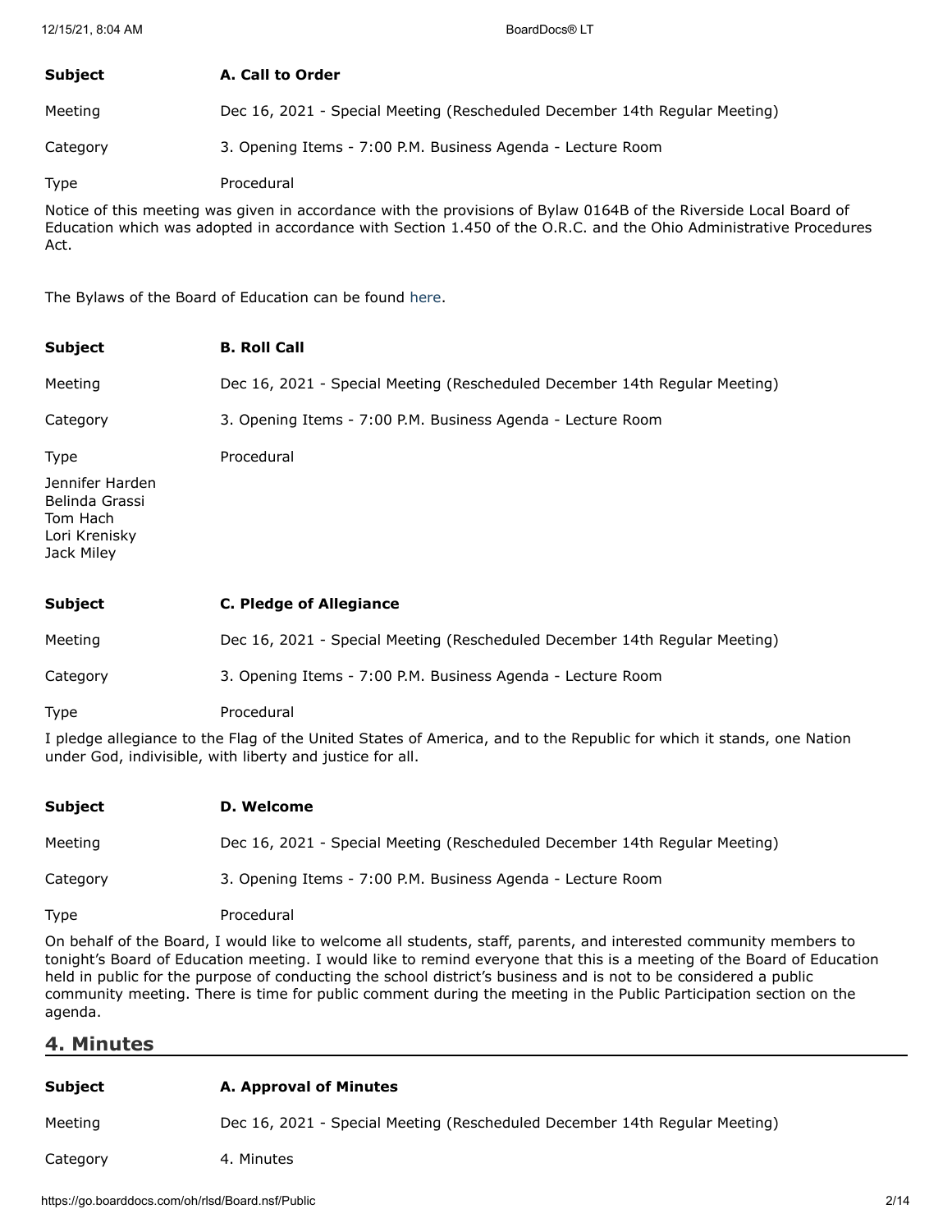| **Subject** | **A. Call to Order** |
|---|---|
| Meeting | Dec 16, 2021 - Special Meeting (Rescheduled December 14th Regular Meeting) |
| Category | 3. Opening Items - 7:00 P.M. Business Agenda - Lecture Room |
| Type | Procedural |

Notice of this meeting was given in accordance with the provisions of Bylaw 0164B of the Riverside Local Board of Education which was adopted in accordance with Section 1.450 of the O.R.C. and the Ohio Administrative Procedures Act.

The Bylaws of the Board of Education can be found here.

| **Subject** | **B. Roll Call** |
|---|---|
| Meeting | Dec 16, 2021 - Special Meeting (Rescheduled December 14th Regular Meeting) |
| Category | 3. Opening Items - 7:00 P.M. Business Agenda - Lecture Room |
| Type | Procedural |

Jennifer Harden
Belinda Grassi
Tom Hach
Lori Krenisky
Jack Miley

| **Subject** | **C. Pledge of Allegiance** |
|---|---|
| Meeting | Dec 16, 2021 - Special Meeting (Rescheduled December 14th Regular Meeting) |
| Category | 3. Opening Items - 7:00 P.M. Business Agenda - Lecture Room |
| Type | Procedural |

I pledge allegiance to the Flag of the United States of America, and to the Republic for which it stands, one Nation under God, indivisible, with liberty and justice for all.

| **Subject** | **D. Welcome** |
|---|---|
| Meeting | Dec 16, 2021 - Special Meeting (Rescheduled December 14th Regular Meeting) |
| Category | 3. Opening Items - 7:00 P.M. Business Agenda - Lecture Room |
| Type | Procedural |

On behalf of the Board, I would like to welcome all students, staff, parents, and interested community members to tonight's Board of Education meeting. I would like to remind everyone that this is a meeting of the Board of Education held in public for the purpose of conducting the school district's business and is not to be considered a public community meeting. There is time for public comment during the meeting in the Public Participation section on the agenda.

## 4. Minutes

| **Subject** | **A. Approval of Minutes** |
|---|---|
| Meeting | Dec 16, 2021 - Special Meeting (Rescheduled December 14th Regular Meeting) |
| Category | 4. Minutes |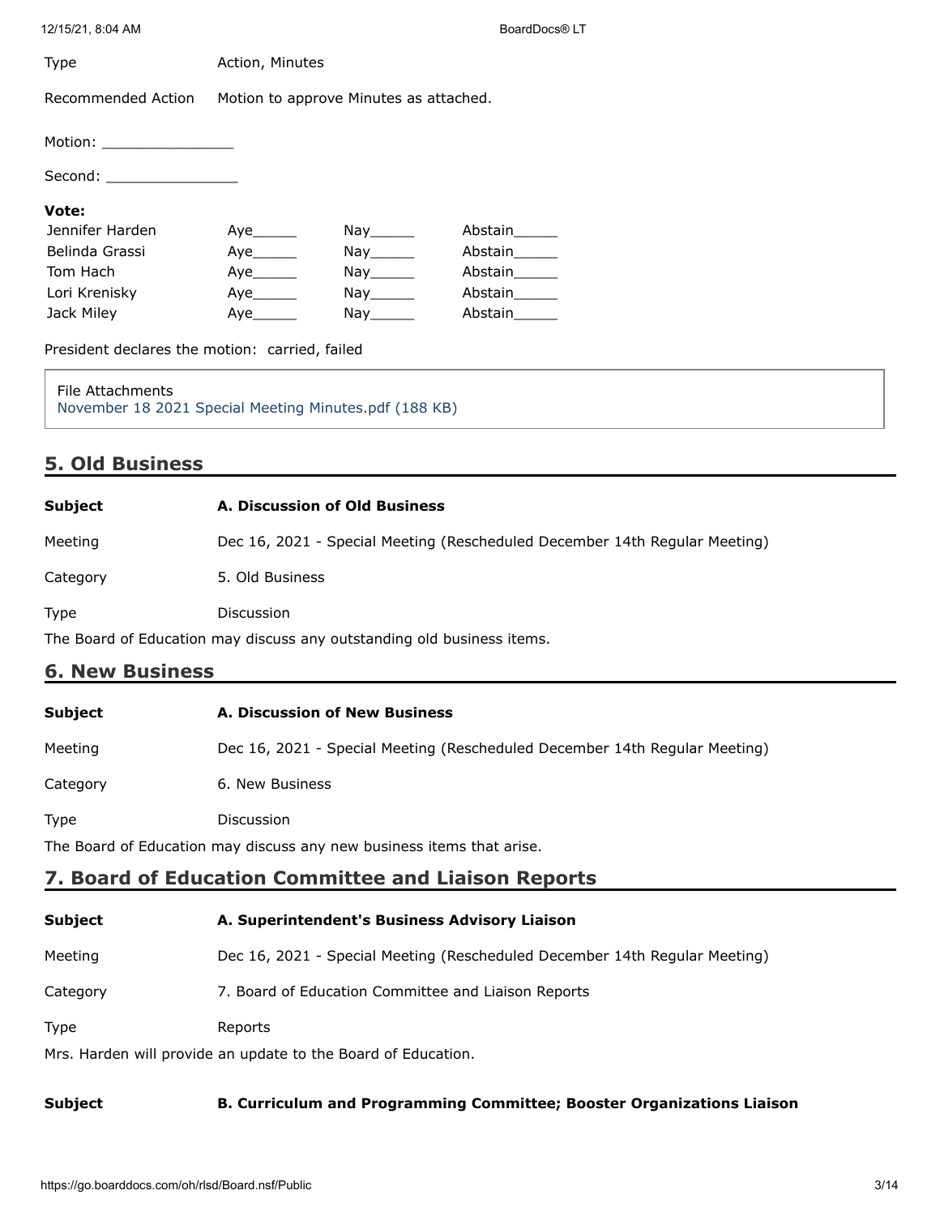| | |
|---|---|
| Type | Action, Minutes |
| Recommended Action | Motion to approve Minutes as attached. |

Motion: _______________

Second: _______________

**Vote:**

| | | | |
|---|---|---|---|
| Jennifer Harden | Aye_____ | Nay_____ | Abstain_____ |
| Belinda Grassi | Aye_____ | Nay_____ | Abstain_____ |
| Tom Hach | Aye_____ | Nay_____ | Abstain_____ |
| Lori Krenisky | Aye_____ | Nay_____ | Abstain_____ |
| Jack Miley | Aye_____ | Nay_____ | Abstain_____ |

President declares the motion: carried, failed

File Attachments
November 18 2021 Special Meeting Minutes.pdf (188 KB)

## 5. Old Business

| | |
|---|---|
| **Subject** | **A. Discussion of Old Business** |
| Meeting | Dec 16, 2021 - Special Meeting (Rescheduled December 14th Regular Meeting) |
| Category | 5. Old Business |
| Type | Discussion |

The Board of Education may discuss any outstanding old business items.

## 6. New Business

| | |
|---|---|
| **Subject** | **A. Discussion of New Business** |
| Meeting | Dec 16, 2021 - Special Meeting (Rescheduled December 14th Regular Meeting) |
| Category | 6. New Business |
| Type | Discussion |

The Board of Education may discuss any new business items that arise.

## 7. Board of Education Committee and Liaison Reports

| | |
|---|---|
| **Subject** | **A. Superintendent's Business Advisory Liaison** |
| Meeting | Dec 16, 2021 - Special Meeting (Rescheduled December 14th Regular Meeting) |
| Category | 7. Board of Education Committee and Liaison Reports |
| Type | Reports |

Mrs. Harden will provide an update to the Board of Education.

| | |
|---|---|
| **Subject** | **B. Curriculum and Programming Committee; Booster Organizations Liaison** |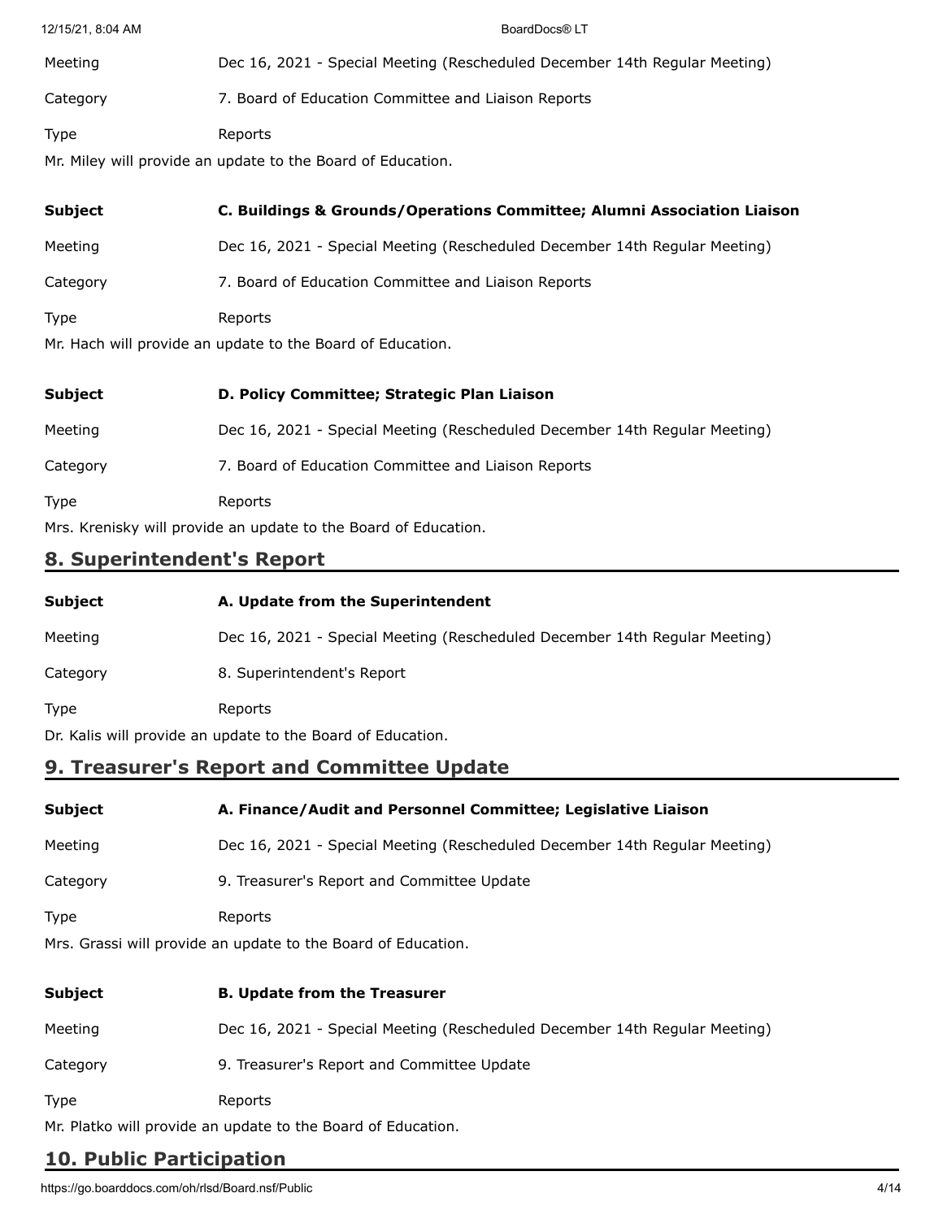| | |
|---|---|
| Meeting | Dec 16, 2021 - Special Meeting (Rescheduled December 14th Regular Meeting) |
| Category | 7. Board of Education Committee and Liaison Reports |
| Type | Reports |

Mr. Miley will provide an update to the Board of Education.

| | |
|---|---|
| **Subject** | **C. Buildings & Grounds/Operations Committee; Alumni Association Liaison** |
| Meeting | Dec 16, 2021 - Special Meeting (Rescheduled December 14th Regular Meeting) |
| Category | 7. Board of Education Committee and Liaison Reports |
| Type | Reports |

Mr. Hach will provide an update to the Board of Education.

| | |
|---|---|
| **Subject** | **D. Policy Committee; Strategic Plan Liaison** |
| Meeting | Dec 16, 2021 - Special Meeting (Rescheduled December 14th Regular Meeting) |
| Category | 7. Board of Education Committee and Liaison Reports |
| Type | Reports |

Mrs. Krenisky will provide an update to the Board of Education.

## 8. Superintendent's Report

| | |
|---|---|
| **Subject** | **A. Update from the Superintendent** |
| Meeting | Dec 16, 2021 - Special Meeting (Rescheduled December 14th Regular Meeting) |
| Category | 8. Superintendent's Report |
| Type | Reports |

Dr. Kalis will provide an update to the Board of Education.

## 9. Treasurer's Report and Committee Update

| | |
|---|---|
| **Subject** | **A. Finance/Audit and Personnel Committee; Legislative Liaison** |
| Meeting | Dec 16, 2021 - Special Meeting (Rescheduled December 14th Regular Meeting) |
| Category | 9. Treasurer's Report and Committee Update |
| Type | Reports |

Mrs. Grassi will provide an update to the Board of Education.

| | |
|---|---|
| **Subject** | **B. Update from the Treasurer** |
| Meeting | Dec 16, 2021 - Special Meeting (Rescheduled December 14th Regular Meeting) |
| Category | 9. Treasurer's Report and Committee Update |
| Type | Reports |

Mr. Platko will provide an update to the Board of Education.

## 10. Public Participation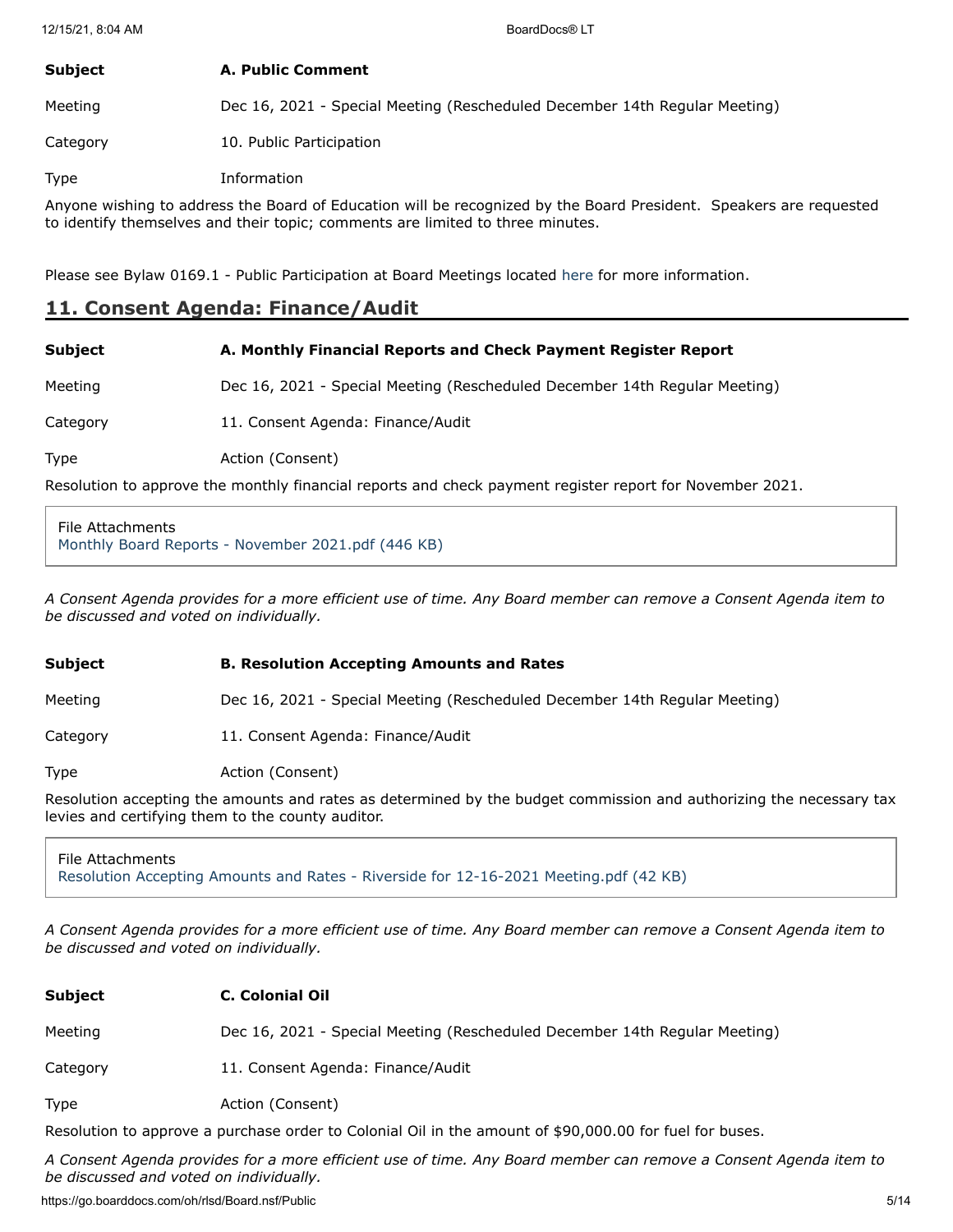| | |
|---|---|
| **Subject** | **A. Public Comment** |
| Meeting | Dec 16, 2021 - Special Meeting (Rescheduled December 14th Regular Meeting) |
| Category | 10. Public Participation |
| Type | Information |

Anyone wishing to address the Board of Education will be recognized by the Board President. Speakers are requested to identify themselves and their topic; comments are limited to three minutes.

Please see Bylaw 0169.1 - Public Participation at Board Meetings located here for more information.

## 11. Consent Agenda: Finance/Audit

| | |
|---|---|
| **Subject** | **A. Monthly Financial Reports and Check Payment Register Report** |
| Meeting | Dec 16, 2021 - Special Meeting (Rescheduled December 14th Regular Meeting) |
| Category | 11. Consent Agenda: Finance/Audit |
| Type | Action (Consent) |

Resolution to approve the monthly financial reports and check payment register report for November 2021.

File Attachments
Monthly Board Reports - November 2021.pdf (446 KB)

*A Consent Agenda provides for a more efficient use of time. Any Board member can remove a Consent Agenda item to be discussed and voted on individually.*

| | |
|---|---|
| **Subject** | **B. Resolution Accepting Amounts and Rates** |
| Meeting | Dec 16, 2021 - Special Meeting (Rescheduled December 14th Regular Meeting) |
| Category | 11. Consent Agenda: Finance/Audit |
| Type | Action (Consent) |

Resolution accepting the amounts and rates as determined by the budget commission and authorizing the necessary tax levies and certifying them to the county auditor.

File Attachments
Resolution Accepting Amounts and Rates - Riverside for 12-16-2021 Meeting.pdf (42 KB)

*A Consent Agenda provides for a more efficient use of time. Any Board member can remove a Consent Agenda item to be discussed and voted on individually.*

| | |
|---|---|
| **Subject** | **C. Colonial Oil** |
| Meeting | Dec 16, 2021 - Special Meeting (Rescheduled December 14th Regular Meeting) |
| Category | 11. Consent Agenda: Finance/Audit |
| Type | Action (Consent) |

Resolution to approve a purchase order to Colonial Oil in the amount of $90,000.00 for fuel for buses.

*A Consent Agenda provides for a more efficient use of time. Any Board member can remove a Consent Agenda item to be discussed and voted on individually.*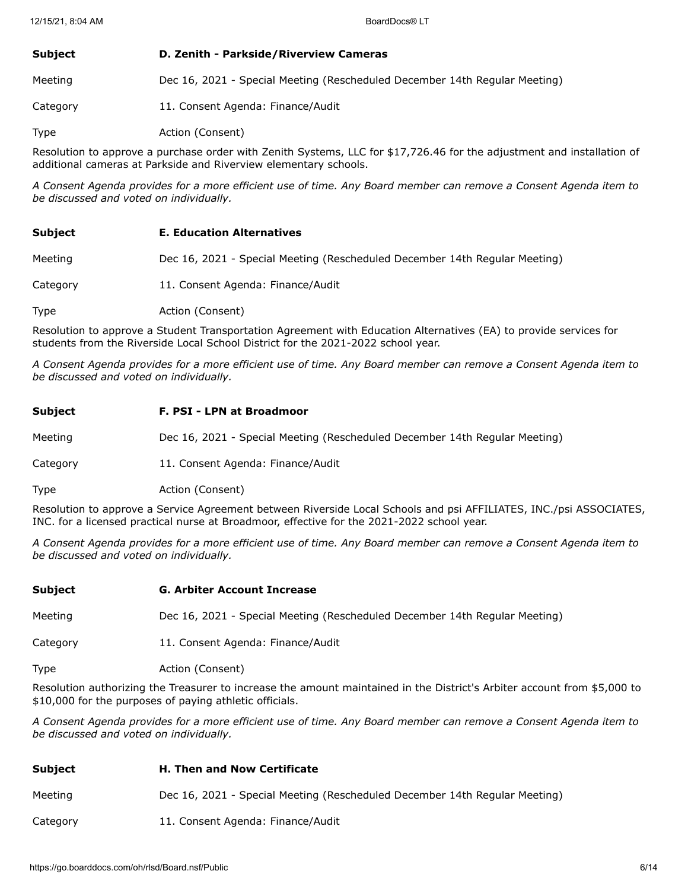**Subject** **D. Zenith - Parkside/Riverview Cameras**

Meeting Dec 16, 2021 - Special Meeting (Rescheduled December 14th Regular Meeting)

Category 11. Consent Agenda: Finance/Audit

Type Action (Consent)

Resolution to approve a purchase order with Zenith Systems, LLC for $17,726.46 for the adjustment and installation of additional cameras at Parkside and Riverview elementary schools.

*A Consent Agenda provides for a more efficient use of time. Any Board member can remove a Consent Agenda item to be discussed and voted on individually.*

**Subject** **E. Education Alternatives**

Meeting Dec 16, 2021 - Special Meeting (Rescheduled December 14th Regular Meeting)

Category 11. Consent Agenda: Finance/Audit

Type Action (Consent)

Resolution to approve a Student Transportation Agreement with Education Alternatives (EA) to provide services for students from the Riverside Local School District for the 2021-2022 school year.

*A Consent Agenda provides for a more efficient use of time. Any Board member can remove a Consent Agenda item to be discussed and voted on individually.*

**Subject** **F. PSI - LPN at Broadmoor**

Meeting Dec 16, 2021 - Special Meeting (Rescheduled December 14th Regular Meeting)

Category 11. Consent Agenda: Finance/Audit

Type Action (Consent)

Resolution to approve a Service Agreement between Riverside Local Schools and psi AFFILIATES, INC./psi ASSOCIATES, INC. for a licensed practical nurse at Broadmoor, effective for the 2021-2022 school year.

*A Consent Agenda provides for a more efficient use of time. Any Board member can remove a Consent Agenda item to be discussed and voted on individually.*

**Subject** **G. Arbiter Account Increase**

Meeting Dec 16, 2021 - Special Meeting (Rescheduled December 14th Regular Meeting)

Category 11. Consent Agenda: Finance/Audit

Type Action (Consent)

Resolution authorizing the Treasurer to increase the amount maintained in the District's Arbiter account from $5,000 to $10,000 for the purposes of paying athletic officials.

*A Consent Agenda provides for a more efficient use of time. Any Board member can remove a Consent Agenda item to be discussed and voted on individually.*

**Subject** **H. Then and Now Certificate**

Meeting Dec 16, 2021 - Special Meeting (Rescheduled December 14th Regular Meeting)

Category 11. Consent Agenda: Finance/Audit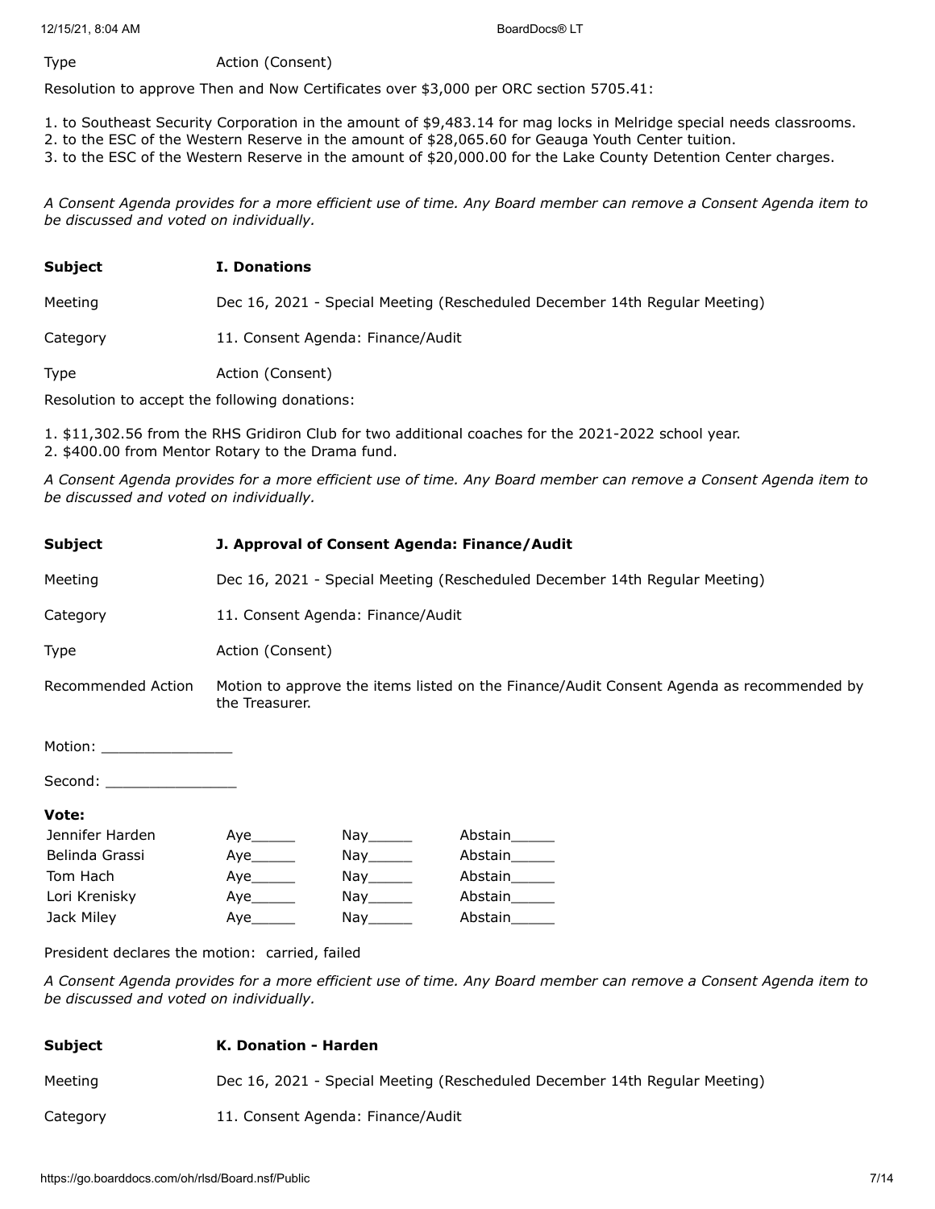Type Action (Consent)

Resolution to approve Then and Now Certificates over $3,000 per ORC section 5705.41:

1. to Southeast Security Corporation in the amount of $9,483.14 for mag locks in Melridge special needs classrooms.
2. to the ESC of the Western Reserve in the amount of $28,065.60 for Geauga Youth Center tuition.
3. to the ESC of the Western Reserve in the amount of $20,000.00 for the Lake County Detention Center charges.

*A Consent Agenda provides for a more efficient use of time. Any Board member can remove a Consent Agenda item to be discussed and voted on individually.*

| | |
|---|---|
| **Subject** | **I. Donations** |
| Meeting | Dec 16, 2021 - Special Meeting (Rescheduled December 14th Regular Meeting) |
| Category | 11. Consent Agenda: Finance/Audit |
| Type | Action (Consent) |

Resolution to accept the following donations:

1. $11,302.56 from the RHS Gridiron Club for two additional coaches for the 2021-2022 school year.
2. $400.00 from Mentor Rotary to the Drama fund.

*A Consent Agenda provides for a more efficient use of time. Any Board member can remove a Consent Agenda item to be discussed and voted on individually.*

| | |
|---|---|
| **Subject** | **J. Approval of Consent Agenda: Finance/Audit** |
| Meeting | Dec 16, 2021 - Special Meeting (Rescheduled December 14th Regular Meeting) |
| Category | 11. Consent Agenda: Finance/Audit |
| Type | Action (Consent) |
| Recommended Action | Motion to approve the items listed on the Finance/Audit Consent Agenda as recommended by the Treasurer. |

Motion: _______________

Second: _______________

**Vote:**

| | | | |
|---|---|---|---|
| Jennifer Harden | Aye_____ | Nay_____ | Abstain_____ |
| Belinda Grassi | Aye_____ | Nay_____ | Abstain_____ |
| Tom Hach | Aye_____ | Nay_____ | Abstain_____ |
| Lori Krenisky | Aye_____ | Nay_____ | Abstain_____ |
| Jack Miley | Aye_____ | Nay_____ | Abstain_____ |

President declares the motion: carried, failed

*A Consent Agenda provides for a more efficient use of time. Any Board member can remove a Consent Agenda item to be discussed and voted on individually.*

| | |
|---|---|
| **Subject** | **K. Donation - Harden** |
| Meeting | Dec 16, 2021 - Special Meeting (Rescheduled December 14th Regular Meeting) |
| Category | 11. Consent Agenda: Finance/Audit |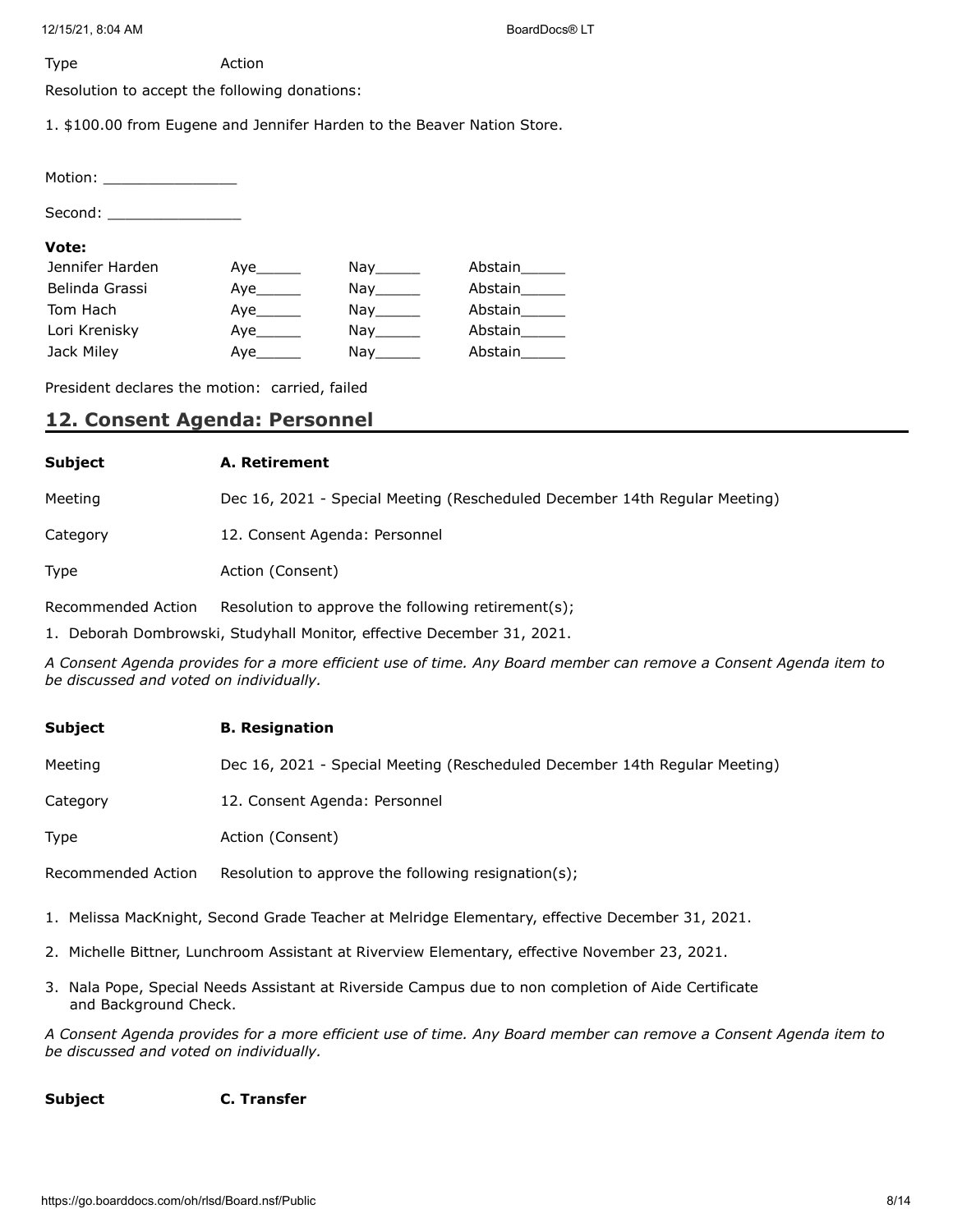| | |
|---|---|
| Type | Action |

Resolution to accept the following donations:

1. $100.00 from Eugene and Jennifer Harden to the Beaver Nation Store.

Motion: _______________

Second: _______________

**Vote:**

| | | | |
|---|---|---|---|
| Jennifer Harden | Aye_____ | Nay_____ | Abstain_____ |
| Belinda Grassi | Aye_____ | Nay_____ | Abstain_____ |
| Tom Hach | Aye_____ | Nay_____ | Abstain_____ |
| Lori Krenisky | Aye_____ | Nay_____ | Abstain_____ |
| Jack Miley | Aye_____ | Nay_____ | Abstain_____ |

President declares the motion: carried, failed

## 12. Consent Agenda: Personnel

| | |
|---|---|
| **Subject** | **A. Retirement** |
| Meeting | Dec 16, 2021 - Special Meeting (Rescheduled December 14th Regular Meeting) |
| Category | 12. Consent Agenda: Personnel |
| Type | Action (Consent) |
| Recommended Action | Resolution to approve the following retirement(s); |

1. Deborah Dombrowski, Studyhall Monitor, effective December 31, 2021.

*A Consent Agenda provides for a more efficient use of time. Any Board member can remove a Consent Agenda item to be discussed and voted on individually.*

| | |
|---|---|
| **Subject** | **B. Resignation** |
| Meeting | Dec 16, 2021 - Special Meeting (Rescheduled December 14th Regular Meeting) |
| Category | 12. Consent Agenda: Personnel |
| Type | Action (Consent) |
| Recommended Action | Resolution to approve the following resignation(s); |

1. Melissa MacKnight, Second Grade Teacher at Melridge Elementary, effective December 31, 2021.
2. Michelle Bittner, Lunchroom Assistant at Riverview Elementary, effective November 23, 2021.
3. Nala Pope, Special Needs Assistant at Riverside Campus due to non completion of Aide Certificate and Background Check.

*A Consent Agenda provides for a more efficient use of time. Any Board member can remove a Consent Agenda item to be discussed and voted on individually.*

| | |
|---|---|
| **Subject** | **C. Transfer** |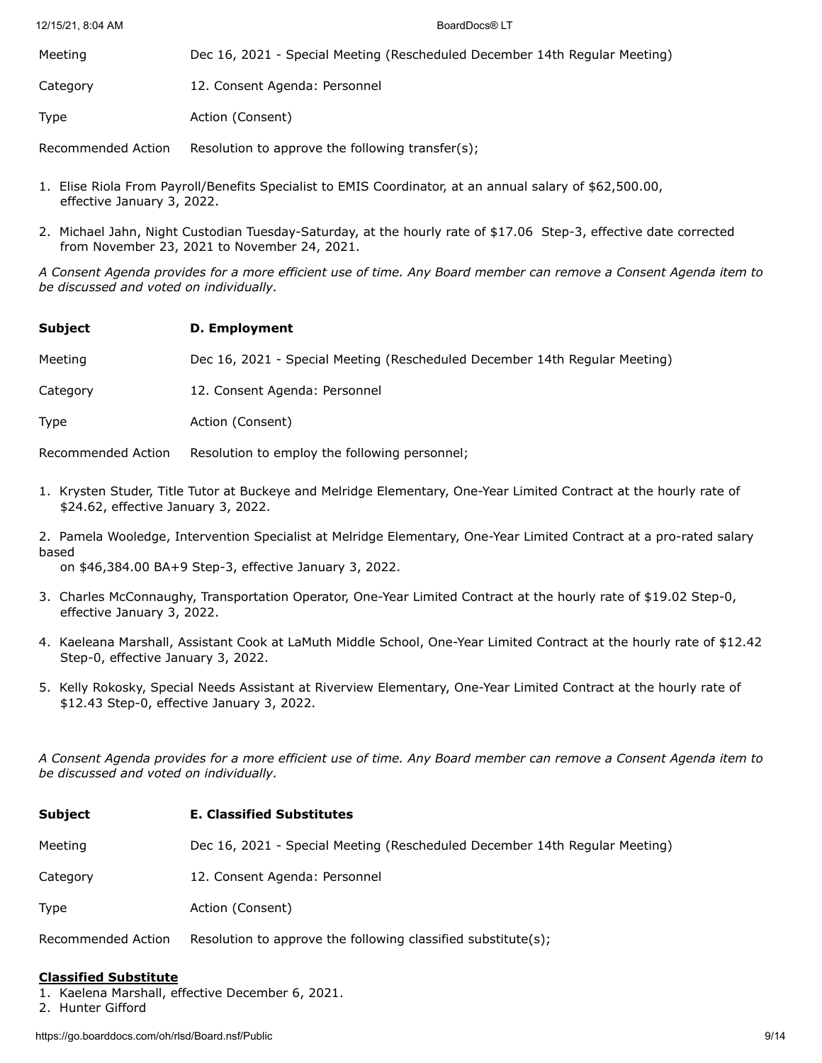| | |
|---|---|
| Meeting | Dec 16, 2021 - Special Meeting (Rescheduled December 14th Regular Meeting) |
| Category | 12. Consent Agenda: Personnel |
| Type | Action (Consent) |
| Recommended Action | Resolution to approve the following transfer(s); |

1. Elise Riola From Payroll/Benefits Specialist to EMIS Coordinator, at an annual salary of $62,500.00, effective January 3, 2022.
2. Michael Jahn, Night Custodian Tuesday-Saturday, at the hourly rate of $17.06 Step-3, effective date corrected from November 23, 2021 to November 24, 2021.

*A Consent Agenda provides for a more efficient use of time. Any Board member can remove a Consent Agenda item to be discussed and voted on individually.*

| | |
|---|---|
| **Subject** | **D. Employment** |
| Meeting | Dec 16, 2021 - Special Meeting (Rescheduled December 14th Regular Meeting) |
| Category | 12. Consent Agenda: Personnel |
| Type | Action (Consent) |
| Recommended Action | Resolution to employ the following personnel; |

1. Krysten Studer, Title Tutor at Buckeye and Melridge Elementary, One-Year Limited Contract at the hourly rate of $24.62, effective January 3, 2022.
2. Pamela Wooledge, Intervention Specialist at Melridge Elementary, One-Year Limited Contract at a pro-rated salary based on $46,384.00 BA+9 Step-3, effective January 3, 2022.
3. Charles McConnaughy, Transportation Operator, One-Year Limited Contract at the hourly rate of $19.02 Step-0, effective January 3, 2022.
4. Kaeleana Marshall, Assistant Cook at LaMuth Middle School, One-Year Limited Contract at the hourly rate of $12.42 Step-0, effective January 3, 2022.
5. Kelly Rokosky, Special Needs Assistant at Riverview Elementary, One-Year Limited Contract at the hourly rate of $12.43 Step-0, effective January 3, 2022.

*A Consent Agenda provides for a more efficient use of time. Any Board member can remove a Consent Agenda item to be discussed and voted on individually.*

| | |
|---|---|
| **Subject** | **E. Classified Substitutes** |
| Meeting | Dec 16, 2021 - Special Meeting (Rescheduled December 14th Regular Meeting) |
| Category | 12. Consent Agenda: Personnel |
| Type | Action (Consent) |
| Recommended Action | Resolution to approve the following classified substitute(s); |

**Classified Substitute**

1. Kaelena Marshall, effective December 6, 2021.
2. Hunter Gifford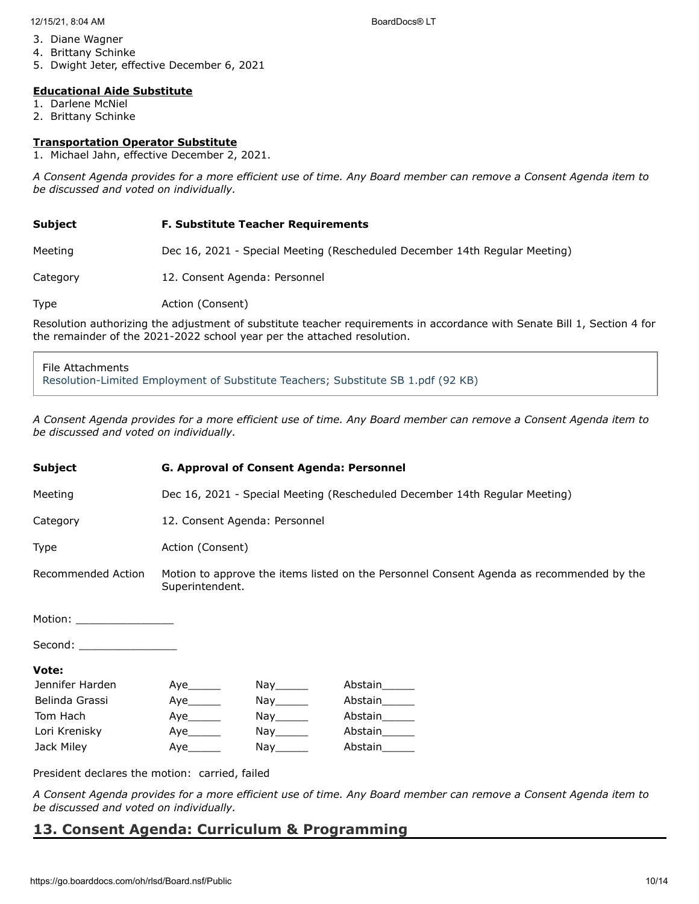3. Diane Wagner
4. Brittany Schinke
5. Dwight Jeter, effective December 6, 2021

**Educational Aide Substitute**
1. Darlene McNiel
2. Brittany Schinke

**Transportation Operator Substitute**
1. Michael Jahn, effective December 2, 2021.

*A Consent Agenda provides for a more efficient use of time. Any Board member can remove a Consent Agenda item to be discussed and voted on individually.*

| | |
|---|---|
| **Subject** | **F. Substitute Teacher Requirements** |
| Meeting | Dec 16, 2021 - Special Meeting (Rescheduled December 14th Regular Meeting) |
| Category | 12. Consent Agenda: Personnel |
| Type | Action (Consent) |

Resolution authorizing the adjustment of substitute teacher requirements in accordance with Senate Bill 1, Section 4 for the remainder of the 2021-2022 school year per the attached resolution.

File Attachments
Resolution-Limited Employment of Substitute Teachers; Substitute SB 1.pdf (92 KB)

*A Consent Agenda provides for a more efficient use of time. Any Board member can remove a Consent Agenda item to be discussed and voted on individually.*

| | |
|---|---|
| **Subject** | **G. Approval of Consent Agenda: Personnel** |
| Meeting | Dec 16, 2021 - Special Meeting (Rescheduled December 14th Regular Meeting) |
| Category | 12. Consent Agenda: Personnel |
| Type | Action (Consent) |
| Recommended Action | Motion to approve the items listed on the Personnel Consent Agenda as recommended by the Superintendent. |

Motion: _______________

Second: _______________

**Vote:**

| | | | |
|---|---|---|---|
| Jennifer Harden | Aye_____ | Nay_____ | Abstain_____ |
| Belinda Grassi | Aye_____ | Nay_____ | Abstain_____ |
| Tom Hach | Aye_____ | Nay_____ | Abstain_____ |
| Lori Krenisky | Aye_____ | Nay_____ | Abstain_____ |
| Jack Miley | Aye_____ | Nay_____ | Abstain_____ |

President declares the motion: carried, failed

*A Consent Agenda provides for a more efficient use of time. Any Board member can remove a Consent Agenda item to be discussed and voted on individually.*

## 13. Consent Agenda: Curriculum & Programming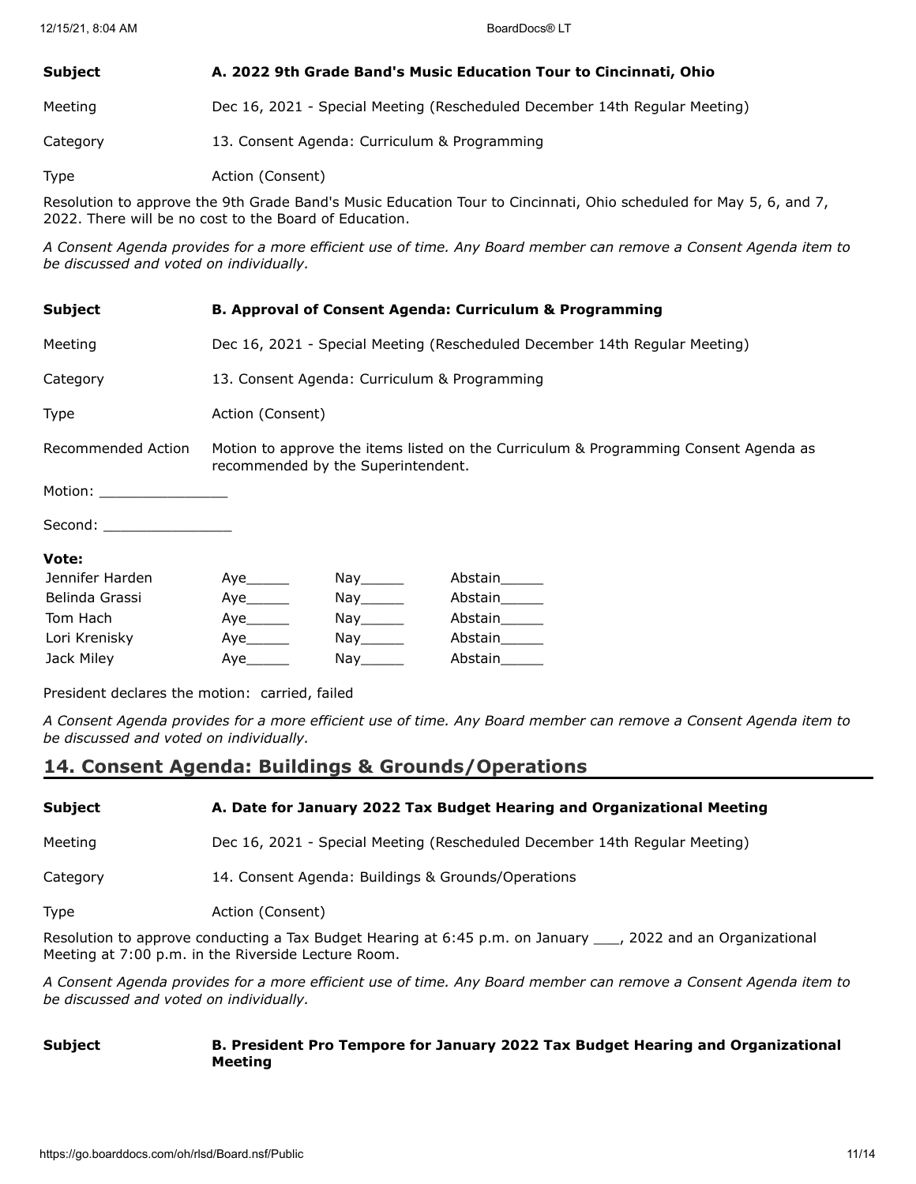| | |
|---|---|
| **Subject** | **A. 2022 9th Grade Band's Music Education Tour to Cincinnati, Ohio** |
| Meeting | Dec 16, 2021 - Special Meeting (Rescheduled December 14th Regular Meeting) |
| Category | 13. Consent Agenda: Curriculum & Programming |
| Type | Action (Consent) |

Resolution to approve the 9th Grade Band's Music Education Tour to Cincinnati, Ohio scheduled for May 5, 6, and 7, 2022. There will be no cost to the Board of Education.

*A Consent Agenda provides for a more efficient use of time. Any Board member can remove a Consent Agenda item to be discussed and voted on individually.*

| | |
|---|---|
| **Subject** | **B. Approval of Consent Agenda: Curriculum & Programming** |
| Meeting | Dec 16, 2021 - Special Meeting (Rescheduled December 14th Regular Meeting) |
| Category | 13. Consent Agenda: Curriculum & Programming |
| Type | Action (Consent) |
| Recommended Action | Motion to approve the items listed on the Curriculum & Programming Consent Agenda as recommended by the Superintendent. |

Motion: _______________

Second: _______________

**Vote:**

| | | | |
|---|---|---|---|
| Jennifer Harden | Aye_____ | Nay_____ | Abstain_____ |
| Belinda Grassi | Aye_____ | Nay_____ | Abstain_____ |
| Tom Hach | Aye_____ | Nay_____ | Abstain_____ |
| Lori Krenisky | Aye_____ | Nay_____ | Abstain_____ |
| Jack Miley | Aye_____ | Nay_____ | Abstain_____ |

President declares the motion: carried, failed

*A Consent Agenda provides for a more efficient use of time. Any Board member can remove a Consent Agenda item to be discussed and voted on individually.*

## 14. Consent Agenda: Buildings & Grounds/Operations

| | |
|---|---|
| **Subject** | **A. Date for January 2022 Tax Budget Hearing and Organizational Meeting** |
| Meeting | Dec 16, 2021 - Special Meeting (Rescheduled December 14th Regular Meeting) |
| Category | 14. Consent Agenda: Buildings & Grounds/Operations |
| Type | Action (Consent) |

Resolution to approve conducting a Tax Budget Hearing at 6:45 p.m. on January ___, 2022 and an Organizational Meeting at 7:00 p.m. in the Riverside Lecture Room.

*A Consent Agenda provides for a more efficient use of time. Any Board member can remove a Consent Agenda item to be discussed and voted on individually.*

| | |
|---|---|
| **Subject** | **B. President Pro Tempore for January 2022 Tax Budget Hearing and Organizational Meeting** |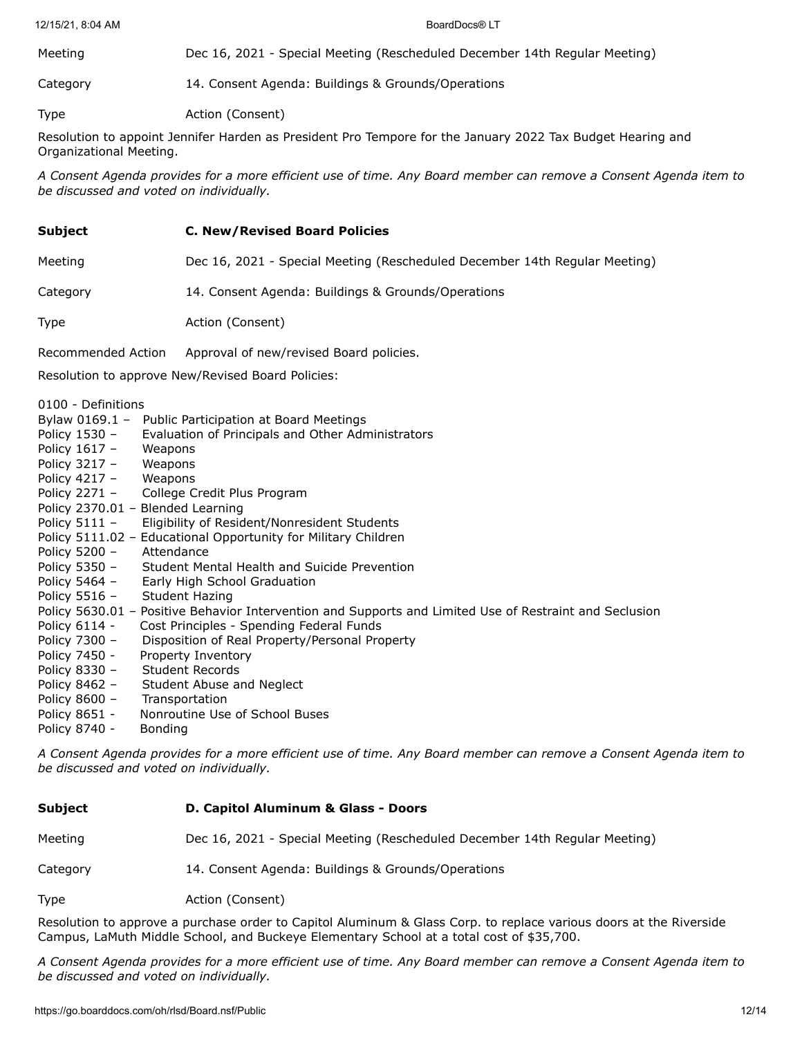| | |
|---|---|
| Meeting | Dec 16, 2021 - Special Meeting (Rescheduled December 14th Regular Meeting) |
| Category | 14. Consent Agenda: Buildings & Grounds/Operations |
| Type | Action (Consent) |

Resolution to appoint Jennifer Harden as President Pro Tempore for the January 2022 Tax Budget Hearing and Organizational Meeting.

*A Consent Agenda provides for a more efficient use of time. Any Board member can remove a Consent Agenda item to be discussed and voted on individually.*

| **Subject** | **C. New/Revised Board Policies** |
|---|---|
| Meeting | Dec 16, 2021 - Special Meeting (Rescheduled December 14th Regular Meeting) |
| Category | 14. Consent Agenda: Buildings & Grounds/Operations |
| Type | Action (Consent) |
| Recommended Action | Approval of new/revised Board policies. |

Resolution to approve New/Revised Board Policies:

0100 - Definitions
Bylaw 0169.1 – Public Participation at Board Meetings
Policy 1530 – Evaluation of Principals and Other Administrators
Policy 1617 – Weapons
Policy 3217 – Weapons
Policy 4217 – Weapons
Policy 2271 – College Credit Plus Program
Policy 2370.01 – Blended Learning
Policy 5111 – Eligibility of Resident/Nonresident Students
Policy 5111.02 – Educational Opportunity for Military Children
Policy 5200 – Attendance
Policy 5350 – Student Mental Health and Suicide Prevention
Policy 5464 – Early High School Graduation
Policy 5516 – Student Hazing
Policy 5630.01 – Positive Behavior Intervention and Supports and Limited Use of Restraint and Seclusion
Policy 6114 - Cost Principles - Spending Federal Funds
Policy 7300 – Disposition of Real Property/Personal Property
Policy 7450 - Property Inventory
Policy 8330 – Student Records
Policy 8462 – Student Abuse and Neglect
Policy 8600 – Transportation
Policy 8651 - Nonroutine Use of School Buses
Policy 8740 - Bonding

*A Consent Agenda provides for a more efficient use of time. Any Board member can remove a Consent Agenda item to be discussed and voted on individually.*

| **Subject** | **D. Capitol Aluminum & Glass - Doors** |
|---|---|
| Meeting | Dec 16, 2021 - Special Meeting (Rescheduled December 14th Regular Meeting) |
| Category | 14. Consent Agenda: Buildings & Grounds/Operations |
| Type | Action (Consent) |

Resolution to approve a purchase order to Capitol Aluminum & Glass Corp. to replace various doors at the Riverside Campus, LaMuth Middle School, and Buckeye Elementary School at a total cost of $35,700.

*A Consent Agenda provides for a more efficient use of time. Any Board member can remove a Consent Agenda item to be discussed and voted on individually.*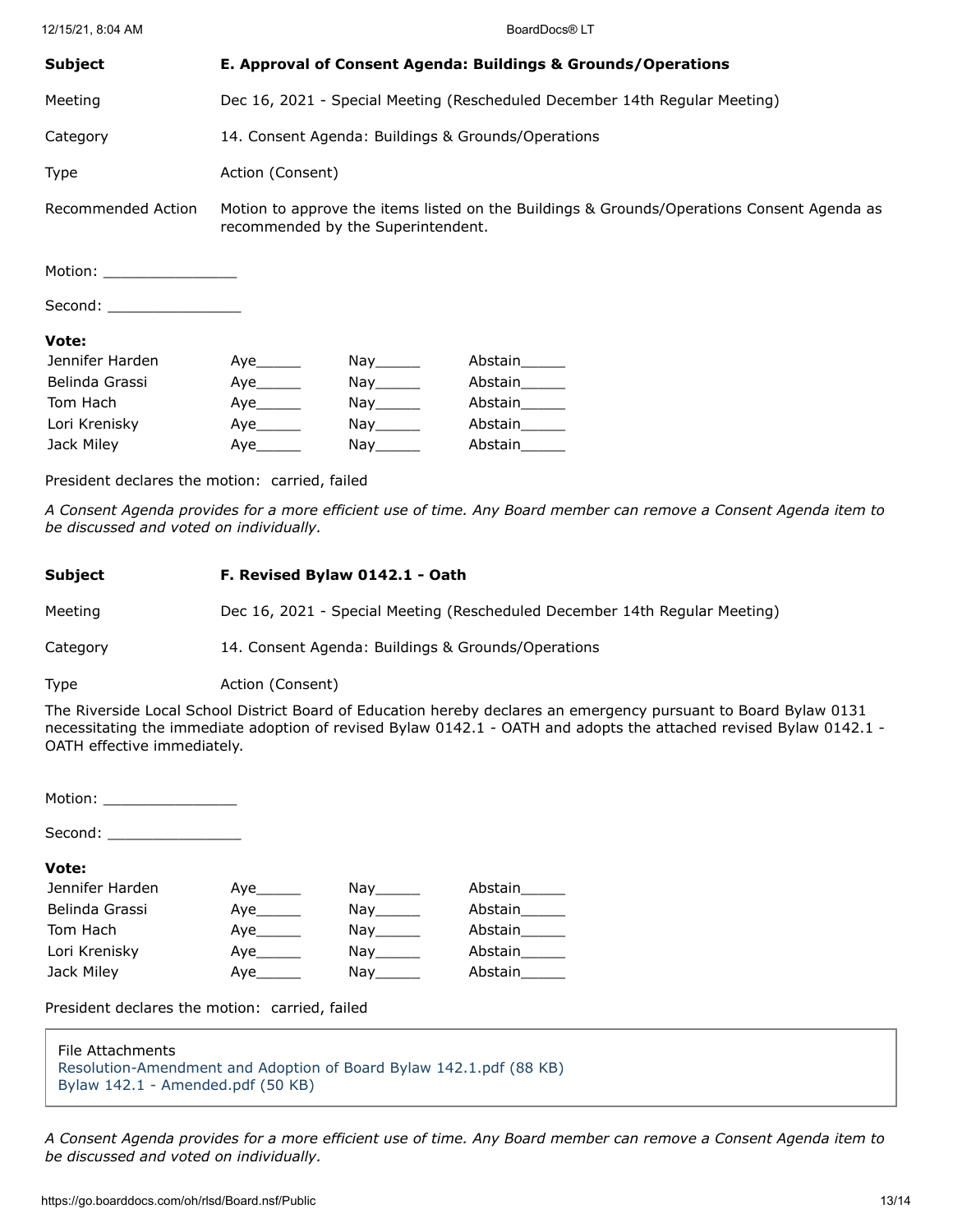| | |
|---|---|
| **Subject** | **E. Approval of Consent Agenda: Buildings & Grounds/Operations** |
| Meeting | Dec 16, 2021 - Special Meeting (Rescheduled December 14th Regular Meeting) |
| Category | 14. Consent Agenda: Buildings & Grounds/Operations |
| Type | Action (Consent) |
| Recommended Action | Motion to approve the items listed on the Buildings & Grounds/Operations Consent Agenda as recommended by the Superintendent. |

Motion: _______________

Second: _______________

**Vote:**

| | | | |
|---|---|---|---|
| Jennifer Harden | Aye_____ | Nay_____ | Abstain_____ |
| Belinda Grassi | Aye_____ | Nay_____ | Abstain_____ |
| Tom Hach | Aye_____ | Nay_____ | Abstain_____ |
| Lori Krenisky | Aye_____ | Nay_____ | Abstain_____ |
| Jack Miley | Aye_____ | Nay_____ | Abstain_____ |

President declares the motion: carried, failed

*A Consent Agenda provides for a more efficient use of time. Any Board member can remove a Consent Agenda item to be discussed and voted on individually.*

| | |
|---|---|
| **Subject** | **F. Revised Bylaw 0142.1 - Oath** |
| Meeting | Dec 16, 2021 - Special Meeting (Rescheduled December 14th Regular Meeting) |
| Category | 14. Consent Agenda: Buildings & Grounds/Operations |
| Type | Action (Consent) |

The Riverside Local School District Board of Education hereby declares an emergency pursuant to Board Bylaw 0131 necessitating the immediate adoption of revised Bylaw 0142.1 - OATH and adopts the attached revised Bylaw 0142.1 - OATH effective immediately.

Motion: _______________

Second: _______________

**Vote:**

| | | | |
|---|---|---|---|
| Jennifer Harden | Aye_____ | Nay_____ | Abstain_____ |
| Belinda Grassi | Aye_____ | Nay_____ | Abstain_____ |
| Tom Hach | Aye_____ | Nay_____ | Abstain_____ |
| Lori Krenisky | Aye_____ | Nay_____ | Abstain_____ |
| Jack Miley | Aye_____ | Nay_____ | Abstain_____ |

President declares the motion: carried, failed

File Attachments
Resolution-Amendment and Adoption of Board Bylaw 142.1.pdf (88 KB)
Bylaw 142.1 - Amended.pdf (50 KB)

*A Consent Agenda provides for a more efficient use of time. Any Board member can remove a Consent Agenda item to be discussed and voted on individually.*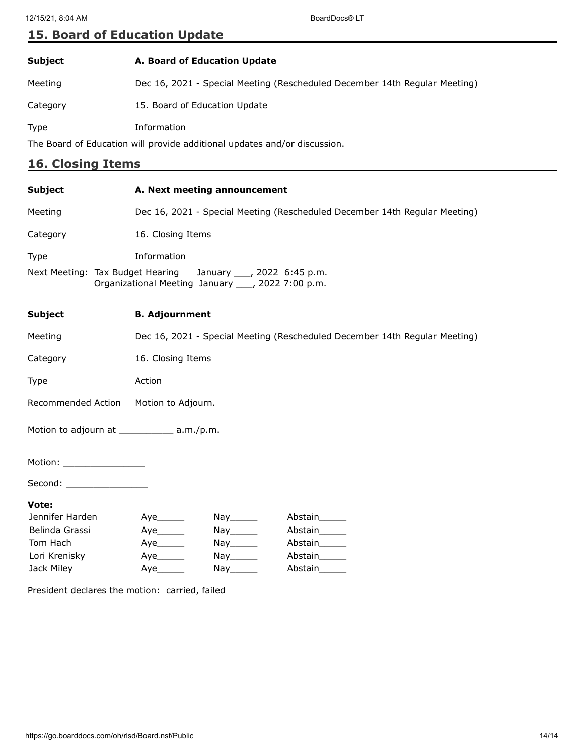## 15. Board of Education Update

| | |
|---|---|
| **Subject** | **A. Board of Education Update** |
| Meeting | Dec 16, 2021 - Special Meeting (Rescheduled December 14th Regular Meeting) |
| Category | 15. Board of Education Update |
| Type | Information |

The Board of Education will provide additional updates and/or discussion.

## 16. Closing Items

| | |
|---|---|
| **Subject** | **A. Next meeting announcement** |
| Meeting | Dec 16, 2021 - Special Meeting (Rescheduled December 14th Regular Meeting) |
| Category | 16. Closing Items |
| Type | Information |

Next Meeting: Tax Budget Hearing January ___, 2022 6:45 p.m.
Organizational Meeting January ___, 2022 7:00 p.m.

| | |
|---|---|
| **Subject** | **B. Adjournment** |
| Meeting | Dec 16, 2021 - Special Meeting (Rescheduled December 14th Regular Meeting) |
| Category | 16. Closing Items |
| Type | Action |
| Recommended Action | Motion to Adjourn. |

Motion to adjourn at __________ a.m./p.m.

Motion: _______________

Second: _______________

**Vote:**

| | | | |
|---|---|---|---|
| Jennifer Harden | Aye_____ | Nay_____ | Abstain_____ |
| Belinda Grassi | Aye_____ | Nay_____ | Abstain_____ |
| Tom Hach | Aye_____ | Nay_____ | Abstain_____ |
| Lori Krenisky | Aye_____ | Nay_____ | Abstain_____ |
| Jack Miley | Aye_____ | Nay_____ | Abstain_____ |

President declares the motion: carried, failed